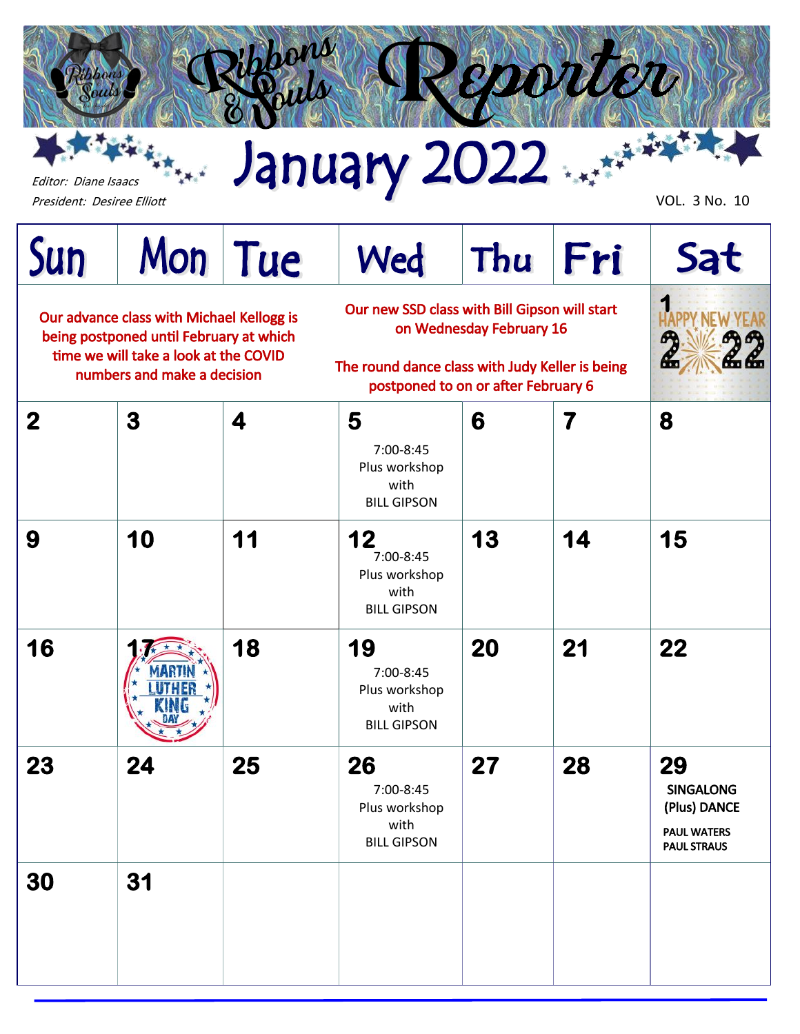# Ribbons & Souls Reporter

## January 2022

*Editor: Diane Isaacs*
*President: Desiree Elliott*

VOL. 3 No. 10

| Sun | Mon | Tue | Wed | Thu | Fri | Sat |
|---|---|---|---|---|---|---|
| Our advance class with Michael Kellogg is being postponed until February at which time we will take a look at the COVID numbers and make a decision | | | Our new SSD class with Bill Gipson will start on Wednesday February 16<br><br>The round dance class with Judy Keller is being postponed to on or after February 6 | | | 1 HAPPY NEW YEAR 2022 |
| 2 | 3 | 4 | 5<br>7:00-8:45 Plus workshop with BILL GIPSON | 6 | 7 | 8 |
| 9 | 10 | 11 | 12<br>7:00-8:45 Plus workshop with BILL GIPSON | 13 | 14 | 15 |
| 16 | 17<br>MARTIN LUTHER KING DAY | 18 | 19<br>7:00-8:45 Plus workshop with BILL GIPSON | 20 | 21 | 22 |
| 23 | 24 | 25 | 26<br>7:00-8:45 Plus workshop with BILL GIPSON | 27 | 28 | 29<br>SINGALONG (Plus) DANCE<br>PAUL WATERS<br>PAUL STRAUS |
| 30 | 31 | | | | | |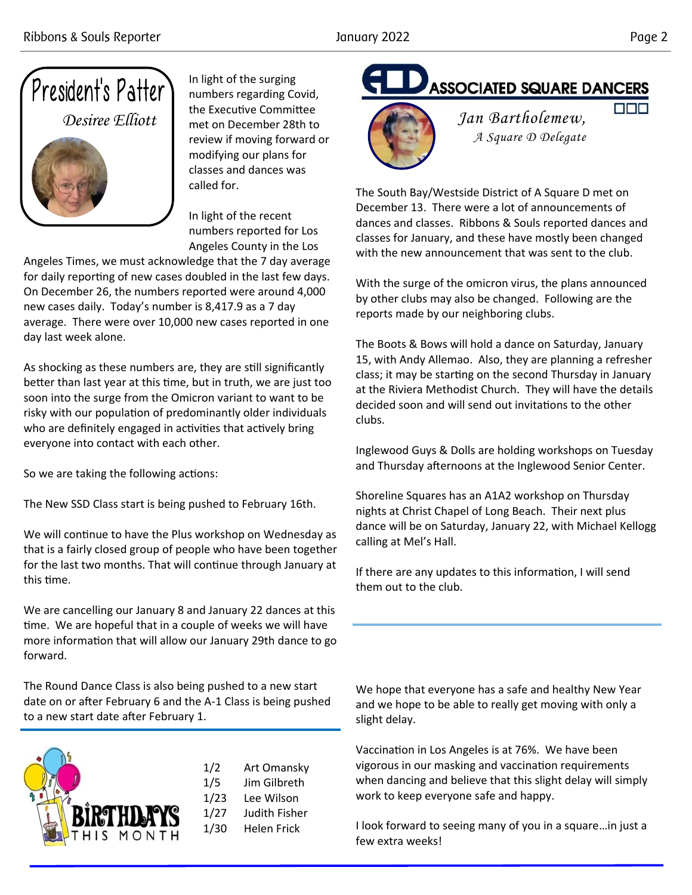## President's Patter

*Desiree Elliott*

In light of the surging numbers regarding Covid, the Executive Committee met on December 28th to review if moving forward or modifying our plans for classes and dances was called for.

In light of the recent numbers reported for Los Angeles County in the Los Angeles Times, we must acknowledge that the 7 day average for daily reporting of new cases doubled in the last few days. On December 26, the numbers reported were around 4,000 new cases daily. Today's number is 8,417.9 as a 7 day average. There were over 10,000 new cases reported in one day last week alone.

As shocking as these numbers are, they are still significantly better than last year at this time, but in truth, we are just too soon into the surge from the Omicron variant to want to be risky with our population of predominantly older individuals who are definitely engaged in activities that actively bring everyone into contact with each other.

So we are taking the following actions:

The New SSD Class start is being pushed to February 16th.

We will continue to have the Plus workshop on Wednesday as that is a fairly closed group of people who have been together for the last two months. That will continue through January at this time.

We are cancelling our January 8 and January 22 dances at this time. We are hopeful that in a couple of weeks we will have more information that will allow our January 29th dance to go forward.

The Round Dance Class is also being pushed to a new start date on or after February 6 and the A-1 Class is being pushed to a new start date after February 1.

We hope that everyone has a safe and healthy New Year and we hope to be able to really get moving with only a slight delay.

Vaccination in Los Angeles is at 76%. We have been vigorous in our masking and vaccination requirements when dancing and believe that this slight delay will simply work to keep everyone safe and happy.

I look forward to seeing many of you in a square…in just a few extra weeks!

## Associated Square Dancers

*Jan Bartholemew,*
*A Square D Delegate*

The South Bay/Westside District of A Square D met on December 13. There were a lot of announcements of dances and classes. Ribbons & Souls reported dances and classes for January, and these have mostly been changed with the new announcement that was sent to the club.

With the surge of the omicron virus, the plans announced by other clubs may also be changed. Following are the reports made by our neighboring clubs.

The Boots & Bows will hold a dance on Saturday, January 15, with Andy Allemao. Also, they are planning a refresher class; it may be starting on the second Thursday in January at the Riviera Methodist Church. They will have the details decided soon and will send out invitations to the other clubs.

Inglewood Guys & Dolls are holding workshops on Tuesday and Thursday afternoons at the Inglewood Senior Center.

Shoreline Squares has an A1A2 workshop on Thursday nights at Christ Chapel of Long Beach. Their next plus dance will be on Saturday, January 22, with Michael Kellogg calling at Mel's Hall.

If there are any updates to this information, I will send them out to the club.

## Birthdays This Month

| | |
|---|---|
| 1/2 | Art Omansky |
| 1/5 | Jim Gilbreth |
| 1/23 | Lee Wilson |
| 1/27 | Judith Fisher |
| 1/30 | Helen Frick |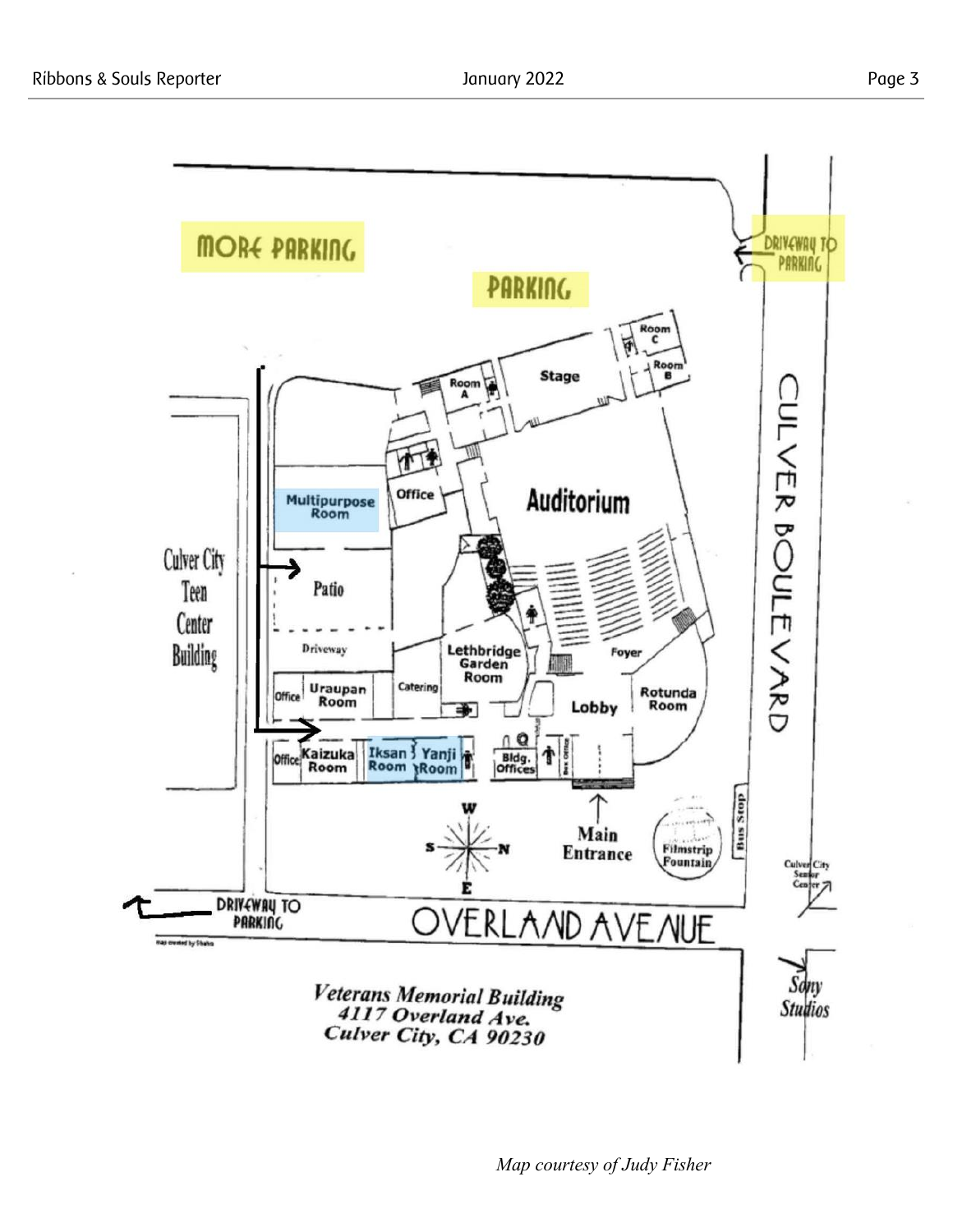MORE PARKING

PARKING

DRIVEWAY TO PARKING

CULVER BOULEVARD

Room C

Room B

Room A

Stage

Office

Auditorium

Multipurpose Room

Culver City Teen Center Building

Patio

Driveway

Lethbridge Garden Room

Foyer

Office

Uraupan Room

Catering

Rotunda Room

Lobby

Office

Kaizuka Room

Iksan Room

Yanji Room

Bldg. Offices

Box Office

Main Entrance

Filmstrip Fountain

Bus Stop

Culver City Senior Center

DRIVEWAY TO PARKING

OVERLAND AVENUE

Sony Studios

*Veterans Memorial Building*
*4117 Overland Ave.*
*Culver City, CA 90230*

*Map courtesy of Judy Fisher*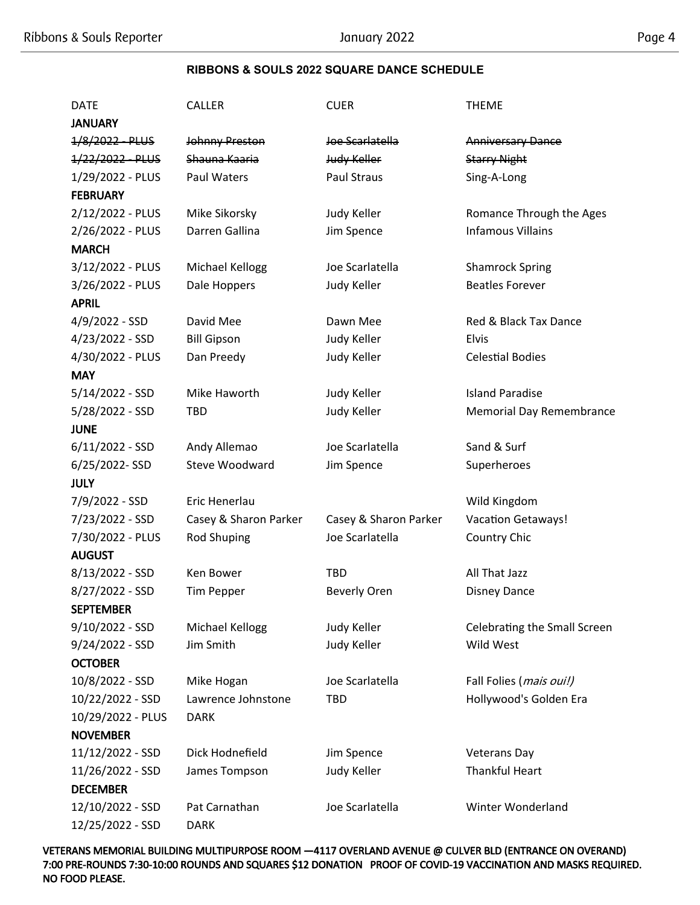## RIBBONS & SOULS 2022 SQUARE DANCE SCHEDULE

| DATE | CALLER | CUER | THEME |
|---|---|---|---|
| **JANUARY** | | | |
| ~~1/8/2022 - PLUS~~ | ~~Johnny Preston~~ | ~~Joe Scarlatella~~ | ~~Anniversary Dance~~ |
| ~~1/22/2022 - PLUS~~ | ~~Shauna Kaaria~~ | ~~Judy Keller~~ | ~~Starry Night~~ |
| 1/29/2022 - PLUS | Paul Waters | Paul Straus | Sing-A-Long |
| **FEBRUARY** | | | |
| 2/12/2022 - PLUS | Mike Sikorsky | Judy Keller | Romance Through the Ages |
| 2/26/2022 - PLUS | Darren Gallina | Jim Spence | Infamous Villains |
| **MARCH** | | | |
| 3/12/2022 - PLUS | Michael Kellogg | Joe Scarlatella | Shamrock Spring |
| 3/26/2022 - PLUS | Dale Hoppers | Judy Keller | Beatles Forever |
| **APRIL** | | | |
| 4/9/2022 - SSD | David Mee | Dawn Mee | Red & Black Tax Dance |
| 4/23/2022 - SSD | Bill Gipson | Judy Keller | Elvis |
| 4/30/2022 - PLUS | Dan Preedy | Judy Keller | Celestial Bodies |
| **MAY** | | | |
| 5/14/2022 - SSD | Mike Haworth | Judy Keller | Island Paradise |
| 5/28/2022 - SSD | TBD | Judy Keller | Memorial Day Remembrance |
| **JUNE** | | | |
| 6/11/2022 - SSD | Andy Allemao | Joe Scarlatella | Sand & Surf |
| 6/25/2022- SSD | Steve Woodward | Jim Spence | Superheroes |
| **JULY** | | | |
| 7/9/2022 - SSD | Eric Henerlau | | Wild Kingdom |
| 7/23/2022 - SSD | Casey & Sharon Parker | Casey & Sharon Parker | Vacation Getaways! |
| 7/30/2022 - PLUS | Rod Shuping | Joe Scarlatella | Country Chic |
| **AUGUST** | | | |
| 8/13/2022 - SSD | Ken Bower | TBD | All That Jazz |
| 8/27/2022 - SSD | Tim Pepper | Beverly Oren | Disney Dance |
| **SEPTEMBER** | | | |
| 9/10/2022 - SSD | Michael Kellogg | Judy Keller | Celebrating the Small Screen |
| 9/24/2022 - SSD | Jim Smith | Judy Keller | Wild West |
| **OCTOBER** | | | |
| 10/8/2022 - SSD | Mike Hogan | Joe Scarlatella | Fall Folies (*mais oui!)* |
| 10/22/2022 - SSD | Lawrence Johnstone | TBD | Hollywood's Golden Era |
| 10/29/2022 - PLUS | DARK | | |
| **NOVEMBER** | | | |
| 11/12/2022 - SSD | Dick Hodnefield | Jim Spence | Veterans Day |
| 11/26/2022 - SSD | James Tompson | Judy Keller | Thankful Heart |
| **DECEMBER** | | | |
| 12/10/2022 - SSD | Pat Carnathan | Joe Scarlatella | Winter Wonderland |
| 12/25/2022 - SSD | DARK | | |

**VETERANS MEMORIAL BUILDING MULTIPURPOSE ROOM —4117 OVERLAND AVENUE @ CULVER BLD (ENTRANCE ON OVERAND) 7:00 PRE-ROUNDS 7:30-10:00 ROUNDS AND SQUARES $12 DONATION PROOF OF COVID-19 VACCINATION AND MASKS REQUIRED. NO FOOD PLEASE.**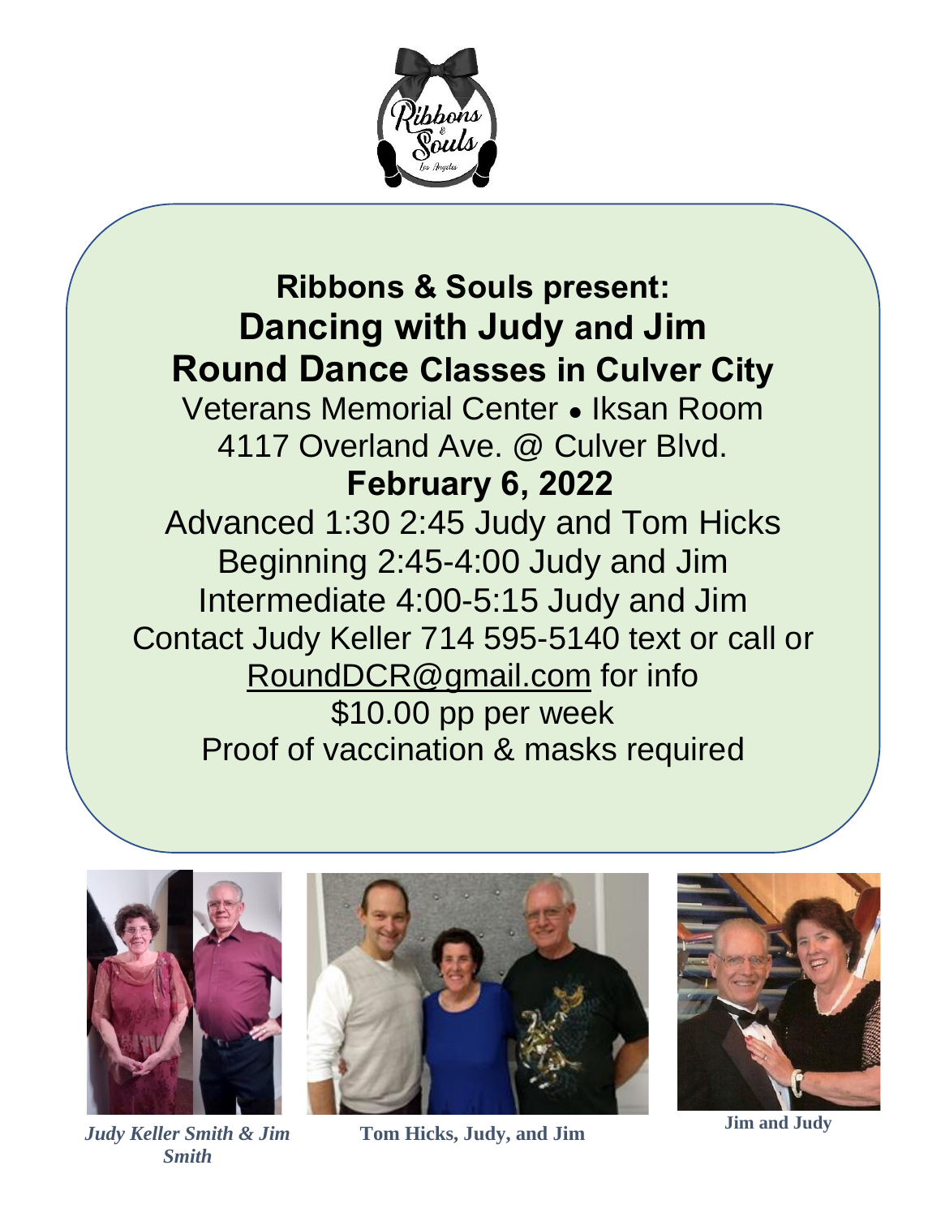**Ribbons & Souls present:**

# Dancing with Judy and Jim

## Round Dance Classes in Culver City

Veterans Memorial Center • Iksan Room

4117 Overland Ave. @ Culver Blvd.

**February 6, 2022**

Advanced 1:30 2:45 Judy and Tom Hicks

Beginning 2:45-4:00 Judy and Jim

Intermediate 4:00-5:15 Judy and Jim

Contact Judy Keller 714 595-5140 text or call or

RoundDCR@gmail.com for info

$10.00 pp per week

Proof of vaccination & masks required

***Judy Keller Smith & Jim Smith***

**Tom Hicks, Judy, and Jim**

**Jim and Judy**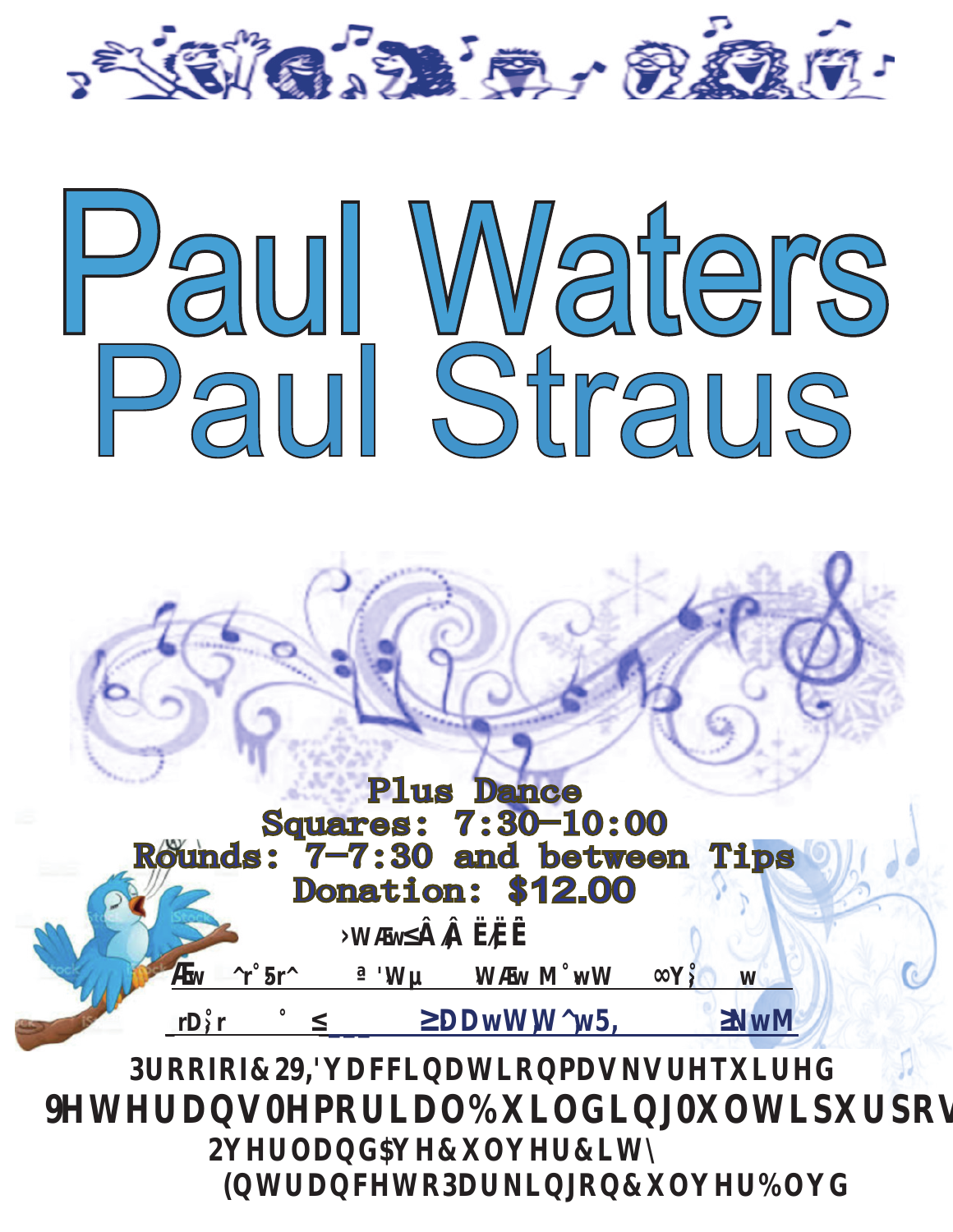# Paul Waters
# Paul Straus

**Plus Dance**

**Squares: 7:30–10:00**

**Rounds: 7–7:30 and between Tips**

**Donation: $12.00**

›WÆw≤Â Â Ë/Ë Ë

Æw ^r˚5r^ ª 'Wµ WÆw M˚wW ∞Y˚ w

rD˚r ˚ ≤ ≥DDwWW^w5, ≥NwM

3URRIRI&29,'YDFFLQDWLRQPDVNVUHTXLUHG

9HWHUDQV0HPRULDO%XLOGLQJ0XOWLSXUSRV

2YHUODQG$YH&XOYHU&LW\

(QWUDQFHWR3DUNLQJRQ&XOYHU%OYG